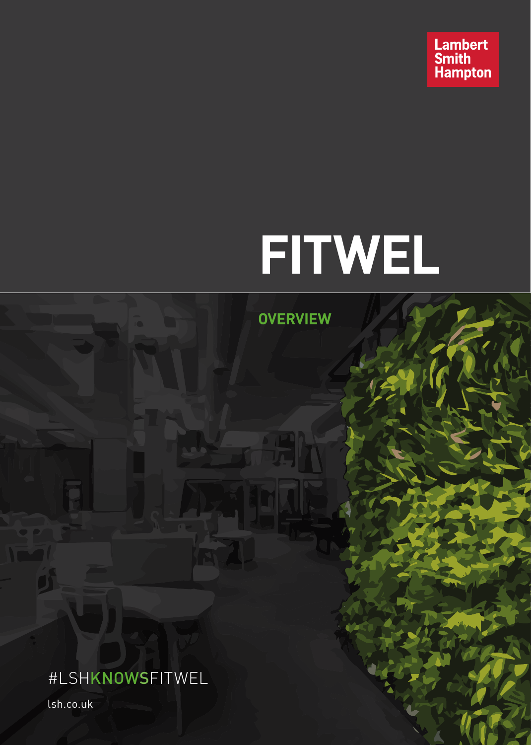Lambert Smith Hampton

# FITWEL

## OVERVIEW

#LSHKNOWSFITWEL

lsh.co.uk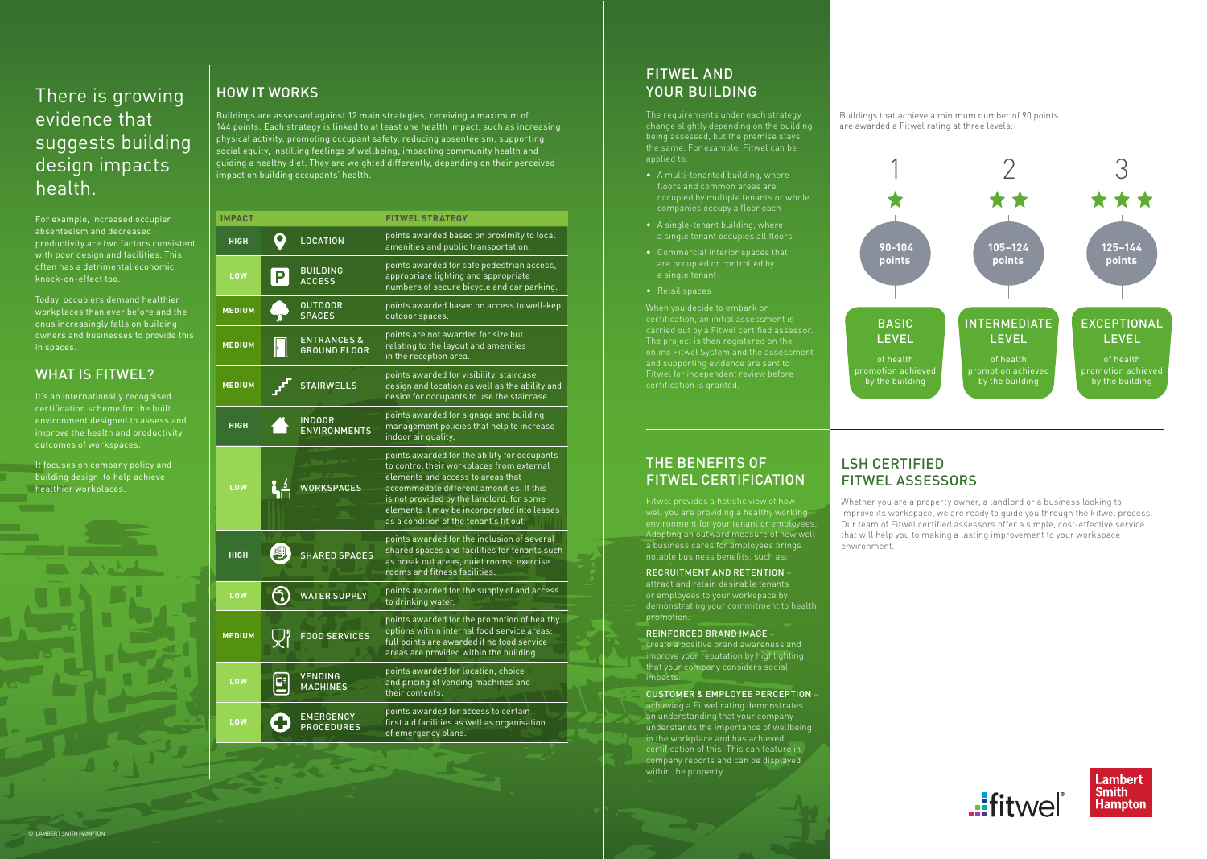# There is growing evidence that suggests building design impacts health.

For example, increased occupier absenteeism and decreased productivity are two factors consistent with poor design and facilities. This often has a detrimental economic knock-on-effect too.

Today, occupiers demand healthier workplaces than ever before and the onus increasingly falls on building owners and businesses to provide this in spaces.

## WHAT IS FITWEL?

It's an internationally recognised certification scheme for the built environment designed to assess and improve the health and productivity outcomes of workspaces.

It focuses on company policy and building design to help achieve healthier workplaces.

## HOW IT WORKS

Buildings are assessed against 12 main strategies, receiving a maximum of 144 points. Each strategy is linked to at least one health impact, such as increasing physical activity, promoting occupant safety, reducing absenteeism, supporting social equity, instilling feelings of wellbeing, impacting community health and guiding a healthy diet. They are weighted differently, depending on their perceived impact on building occupants' health.

| IMPACT | FITWEL STRATEGY | |
|---|---|---|
| HIGH | LOCATION | points awarded based on proximity to local amenities and public transportation. |
| LOW | BUILDING ACCESS | points awarded for safe pedestrian access, appropriate lighting and appropriate numbers of secure bicycle and car parking. |
| MEDIUM | OUTDOOR SPACES | points awarded based on access to well-kept outdoor spaces. |
| MEDIUM | ENTRANCES & GROUND FLOOR | points are not awarded for size but relating to the layout and amenities in the reception area. |
| MEDIUM | STAIRWELLS | points awarded for visibility, staircase design and location as well as the ability and desire for occupants to use the staircase. |
| HIGH | INDOOR ENVIRONMENTS | points awarded for signage and building management policies that help to increase indoor air quality. |
| LOW | WORKSPACES | points awarded for the ability for occupants to control their workplaces from external elements and access to areas that accommodate different amenities. If this is not provided by the landlord, for some elements it may be incorporated into leases as a condition of the tenant's fit out. |
| HIGH | SHARED SPACES | points awarded for the inclusion of several shared spaces and facilities for tenants such as break out areas, quiet rooms, exercise rooms and fitness facilities. |
| LOW | WATER SUPPLY | points awarded for the supply of and access to drinking water. |
| MEDIUM | FOOD SERVICES | points awarded for the promotion of healthy options within internal food service areas; full points are awarded if no food service areas are provided within the building. |
| LOW | VENDING MACHINES | points awarded for location, choice and pricing of vending machines and their contents. |
| LOW | EMERGENCY PROCEDURES | points awarded for access to certain first aid facilities as well as organisation of emergency plans. |

## FITWEL AND YOUR BUILDING

The requirements under each strategy change slightly depending on the building being assessed, but the premise stays the same. For example, Fitwel can be applied to:

- A multi-tenanted building, where floors and common areas are occupied by multiple tenants or whole companies occupy a floor each
- A single-tenant building, where a single tenant occupies all floors
- Commercial interior spaces that are occupied or controlled by a single tenant
- Retail spaces

When you decide to embark on certification, an initial assessment is carried out by a Fitwel certified assessor. The project is then registered on the online Fitwel System and the assessment and supporting evidence are sent to Fitwel for independent review before certification is granted.

Buildings that achieve a minimum number of 90 points are awarded a Fitwel rating at three levels:

| Rating | Points | Level |
|---|---|---|
| 1 ★ | 90–104 points | BASIC LEVEL of health promotion achieved by the building |
| 2 ★★ | 105–124 points | INTERMEDIATE LEVEL of health promotion achieved by the building |
| 3 ★★★ | 125–144 points | EXCEPTIONAL LEVEL of health promotion achieved by the building |

## THE BENEFITS OF FITWEL CERTIFICATION

Fitwel provides a holistic view of how well you are providing a healthy working environment for your tenant or employees. Adopting an outward measure of how well a business cares for employees brings notable business benefits, such as:

**RECRUITMENT AND RETENTION** – attract and retain desirable tenants or employees to your workspace by demonstrating your commitment to health promotion.

**REINFORCED BRAND IMAGE** – create a positive brand awareness and improve your reputation by highlighting that your company considers social impacts.

**CUSTOMER & EMPLOYEE PERCEPTION** – achieving a Fitwel rating demonstrates an understanding that your company understands the importance of wellbeing in the workplace and has achieved certification of this. This can feature in company reports and can be displayed within the property.

## LSH CERTIFIED FITWEL ASSESSORS

Whether you are a property owner, a landlord or a business looking to improve its workspace, we are ready to guide you through the Fitwel process. Our team of Fitwel certified assessors offer a simple, cost-effective service that will help you to making a lasting improvement to your workspace environment.

fitwel®

Lambert Smith Hampton

© LAMBERT SMITH HAMPTON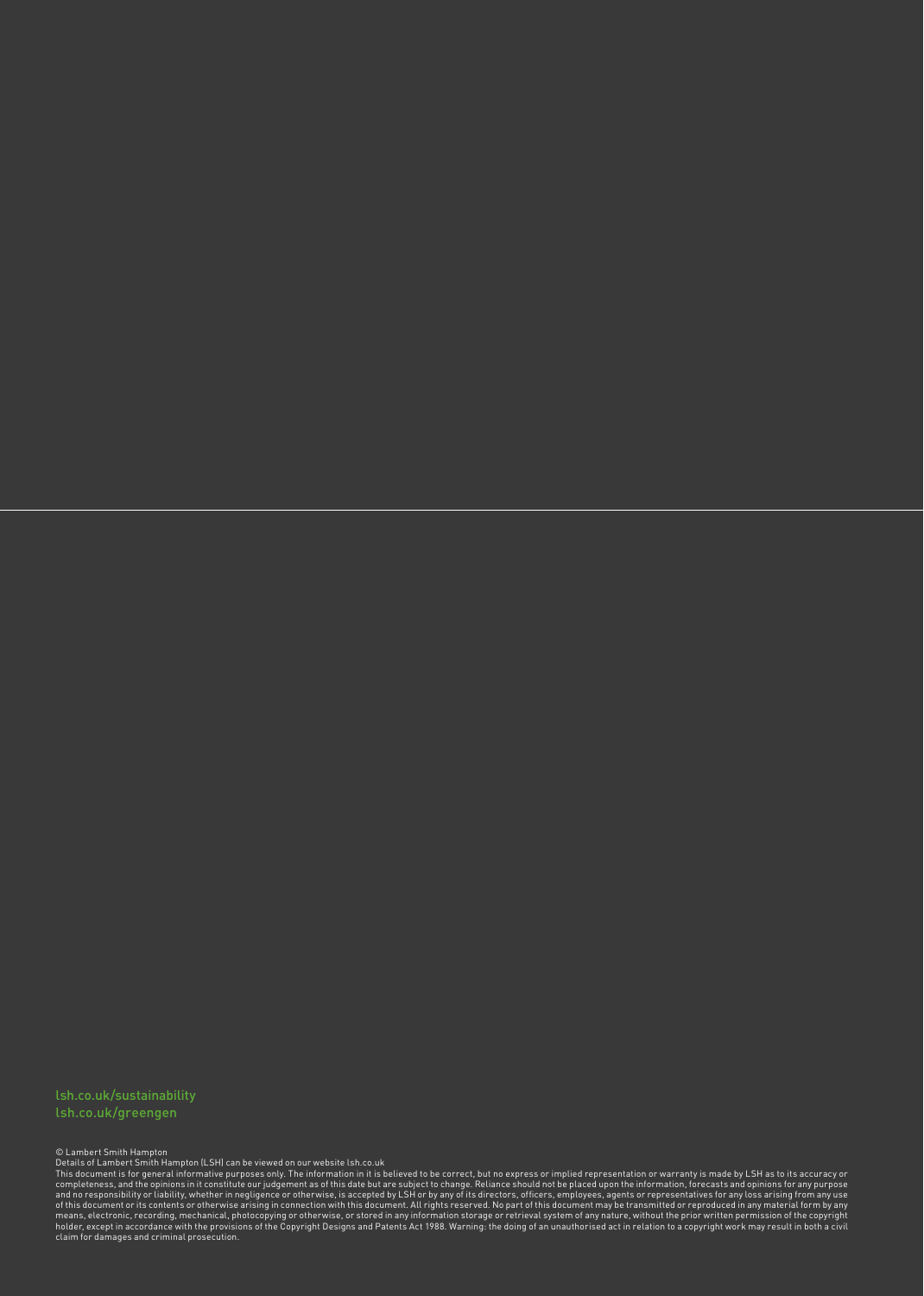lsh.co.uk/sustainability
lsh.co.uk/greengen

© Lambert Smith Hampton
Details of Lambert Smith Hampton (LSH) can be viewed on our website lsh.co.uk
This document is for general informative purposes only. The information in it is believed to be correct, but no express or implied representation or warranty is made by LSH as to its accuracy or completeness, and the opinions in it constitute our judgement as of this date but are subject to change. Reliance should not be placed upon the information, forecasts and opinions for any purpose and no responsibility or liability, whether in negligence or otherwise, is accepted by LSH or by any of its directors, officers, employees, agents or representatives for any loss arising from any use of this document or its contents or otherwise arising in connection with this document. All rights reserved. No part of this document may be transmitted or reproduced in any material form by any means, electronic, recording, mechanical, photocopying or otherwise, or stored in any information storage or retrieval system of any nature, without the prior written permission of the copyright holder, except in accordance with the provisions of the Copyright Designs and Patents Act 1988. Warning: the doing of an unauthorised act in relation to a copyright work may result in both a civil claim for damages and criminal prosecution.